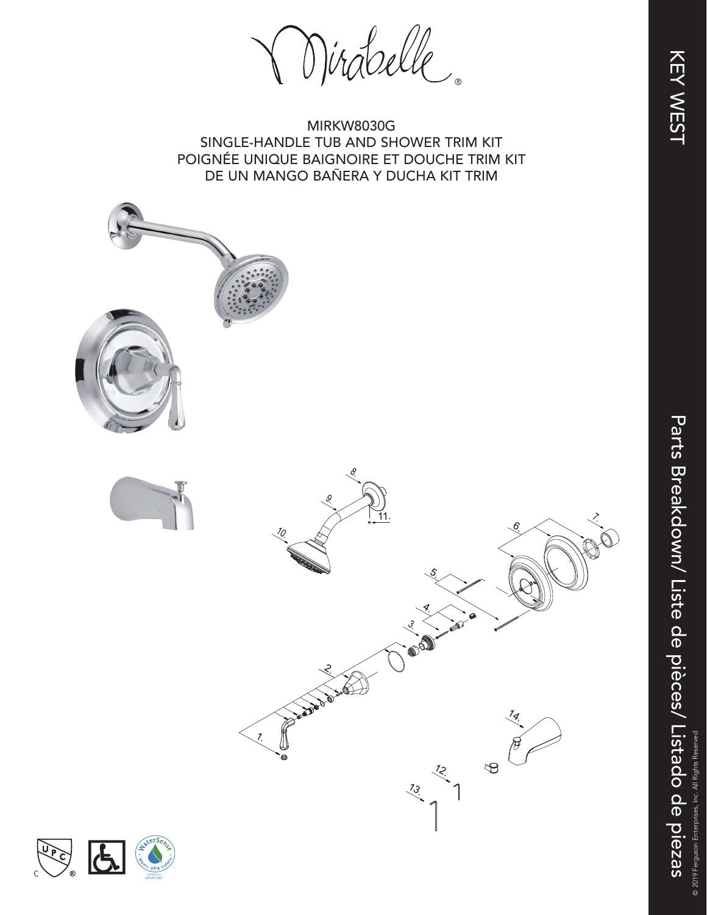Mirabelle®

# MIRKW8030G

## SINGLE-HANDLE TUB AND SHOWER TRIM KIT
## POIGNÉE UNIQUE BAIGNOIRE ET DOUCHE TRIM KIT
## DE UN MANGO BAÑERA Y DUCHA KIT TRIM

1.
2.
3.
4.
5.
6.
7.
8.
9.
10.
11.
12.
13.
14.

KEY WEST

Parts Breakdown/ Liste de pièces/ Listado de piezas

© 2019 Ferguson Enterprises, Inc. All Rights Reserved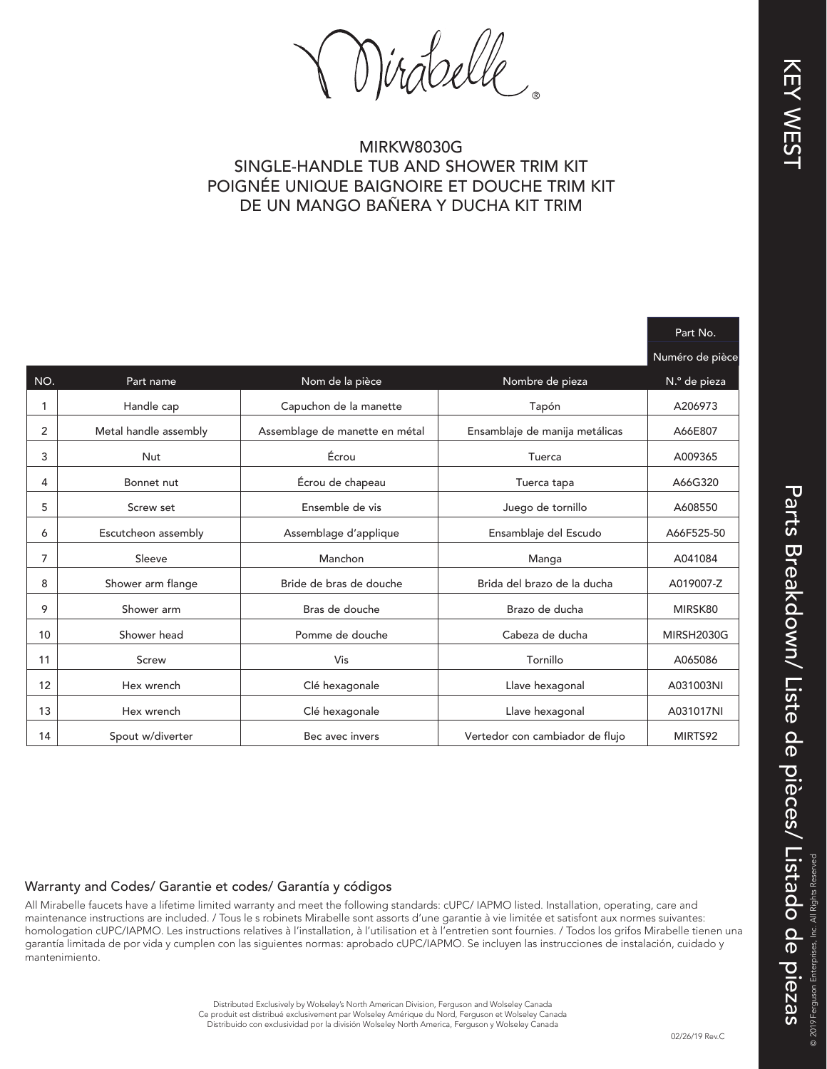Mirabelle®

# MIRKW8030G
## SINGLE-HANDLE TUB AND SHOWER TRIM KIT
## POIGNÉE UNIQUE BAIGNOIRE ET DOUCHE TRIM KIT
## DE UN MANGO BAÑERA Y DUCHA KIT TRIM

KEY WEST

Parts Breakdown/ Liste de pièces/ Listado de piezas

| NO. | Part name | Nom de la pièce | Nombre de pieza | Part No. / Numéro de pièce / N.° de pieza |
|---|---|---|---|---|
| 1 | Handle cap | Capuchon de la manette | Tapón | A206973 |
| 2 | Metal handle assembly | Assemblage de manette en métal | Ensamblaje de manija metálicas | A66E807 |
| 3 | Nut | Écrou | Tuerca | A009365 |
| 4 | Bonnet nut | Écrou de chapeau | Tuerca tapa | A66G320 |
| 5 | Screw set | Ensemble de vis | Juego de tornillo | A608550 |
| 6 | Escutcheon assembly | Assemblage d'applique | Ensamblaje del Escudo | A66F525-50 |
| 7 | Sleeve | Manchon | Manga | A041084 |
| 8 | Shower arm flange | Bride de bras de douche | Brida del brazo de la ducha | A019007-Z |
| 9 | Shower arm | Bras de douche | Brazo de ducha | MIRSK80 |
| 10 | Shower head | Pomme de douche | Cabeza de ducha | MIRSH2030G |
| 11 | Screw | Vis | Tornillo | A065086 |
| 12 | Hex wrench | Clé hexagonale | Llave hexagonal | A031003NI |
| 13 | Hex wrench | Clé hexagonale | Llave hexagonal | A031017NI |
| 14 | Spout w/diverter | Bec avec invers | Vertedor con cambiador de flujo | MIRTS92 |

## Warranty and Codes/ Garantie et codes/ Garantía y códigos

All Mirabelle faucets have a lifetime limited warranty and meet the following standards: cUPC/ IAPMO listed. Installation, operating, care and maintenance instructions are included. / Tous le s robinets Mirabelle sont assorts d'une garantie à vie limitée et satisfont aux normes suivantes: homologation cUPC/IAPMO. Les instructions relatives à l'installation, à l'utilisation et à l'entretien sont fournies. / Todos los grifos Mirabelle tienen una garantía limitada de por vida y cumplen con las siguientes normas: aprobado cUPC/IAPMO. Se incluyen las instrucciones de instalación, cuidado y mantenimiento.

Distributed Exclusively by Wolseley's North American Division, Ferguson and Wolseley Canada
Ce produit est distribué exclusivement par Wolseley Amérique du Nord, Ferguson et Wolseley Canada
Distribuido con exclusividad por la división Wolseley North America, Ferguson y Wolseley Canada

© 2019 Ferguson Enterprises, Inc. All Rights Reserved

02/26/19 Rev.C